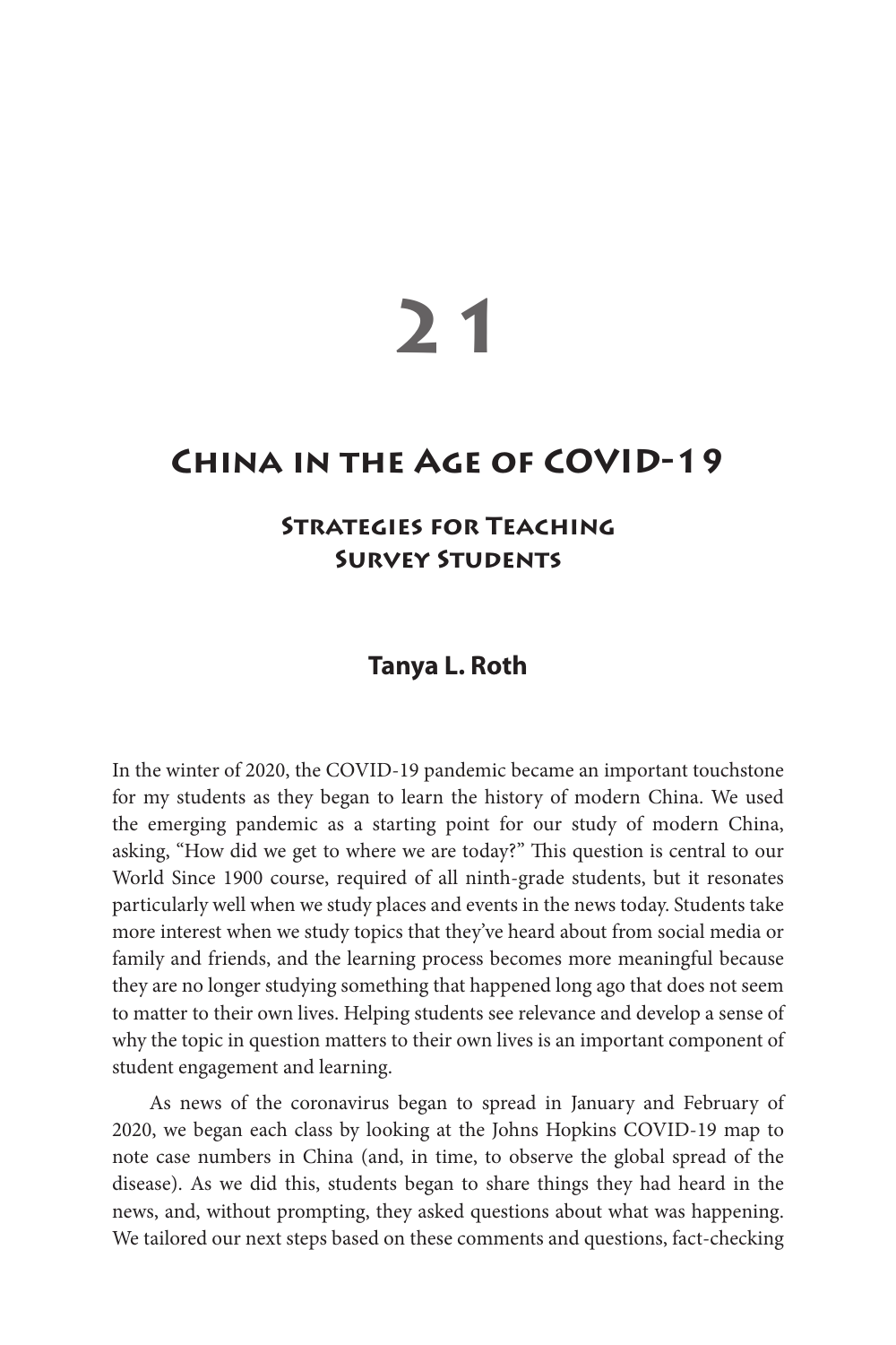# 21

## China in the Age of COVID-19

### Strategies for Teaching Survey Students

**Tanya L. Roth**

In the winter of 2020, the COVID-19 pandemic became an important touchstone for my students as they began to learn the history of modern China. We used the emerging pandemic as a starting point for our study of modern China, asking, "How did we get to where we are today?" This question is central to our World Since 1900 course, required of all ninth-grade students, but it resonates particularly well when we study places and events in the news today. Students take more interest when we study topics that they've heard about from social media or family and friends, and the learning process becomes more meaningful because they are no longer studying something that happened long ago that does not seem to matter to their own lives. Helping students see relevance and develop a sense of why the topic in question matters to their own lives is an important component of student engagement and learning.

As news of the coronavirus began to spread in January and February of 2020, we began each class by looking at the Johns Hopkins COVID-19 map to note case numbers in China (and, in time, to observe the global spread of the disease). As we did this, students began to share things they had heard in the news, and, without prompting, they asked questions about what was happening. We tailored our next steps based on these comments and questions, fact-checking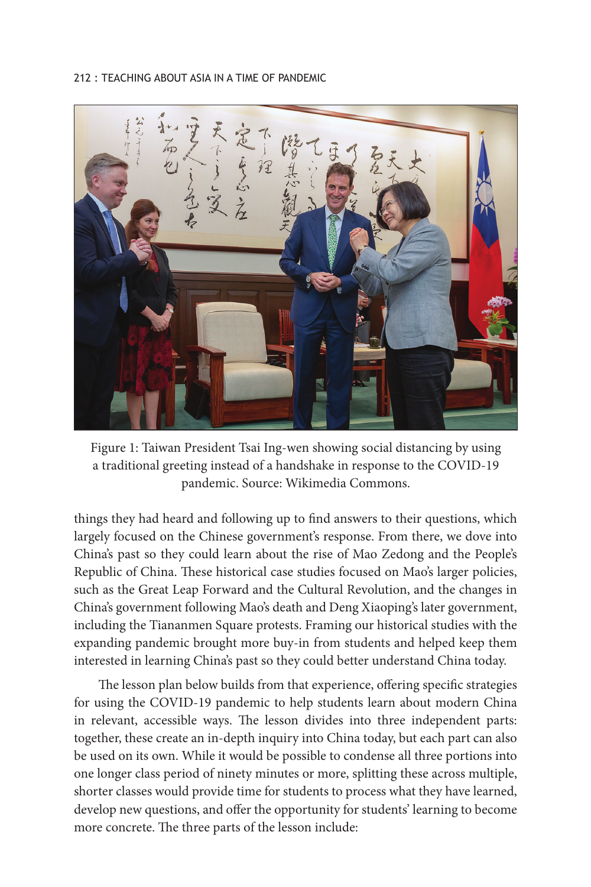Figure 1: Taiwan President Tsai Ing-wen showing social distancing by using a traditional greeting instead of a handshake in response to the COVID-19 pandemic. Source: Wikimedia Commons.

things they had heard and following up to find answers to their questions, which largely focused on the Chinese government's response. From there, we dove into China's past so they could learn about the rise of Mao Zedong and the People's Republic of China. These historical case studies focused on Mao's larger policies, such as the Great Leap Forward and the Cultural Revolution, and the changes in China's government following Mao's death and Deng Xiaoping's later government, including the Tiananmen Square protests. Framing our historical studies with the expanding pandemic brought more buy-in from students and helped keep them interested in learning China's past so they could better understand China today.

The lesson plan below builds from that experience, offering specific strategies for using the COVID-19 pandemic to help students learn about modern China in relevant, accessible ways. The lesson divides into three independent parts: together, these create an in-depth inquiry into China today, but each part can also be used on its own. While it would be possible to condense all three portions into one longer class period of ninety minutes or more, splitting these across multiple, shorter classes would provide time for students to process what they have learned, develop new questions, and offer the opportunity for students' learning to become more concrete. The three parts of the lesson include: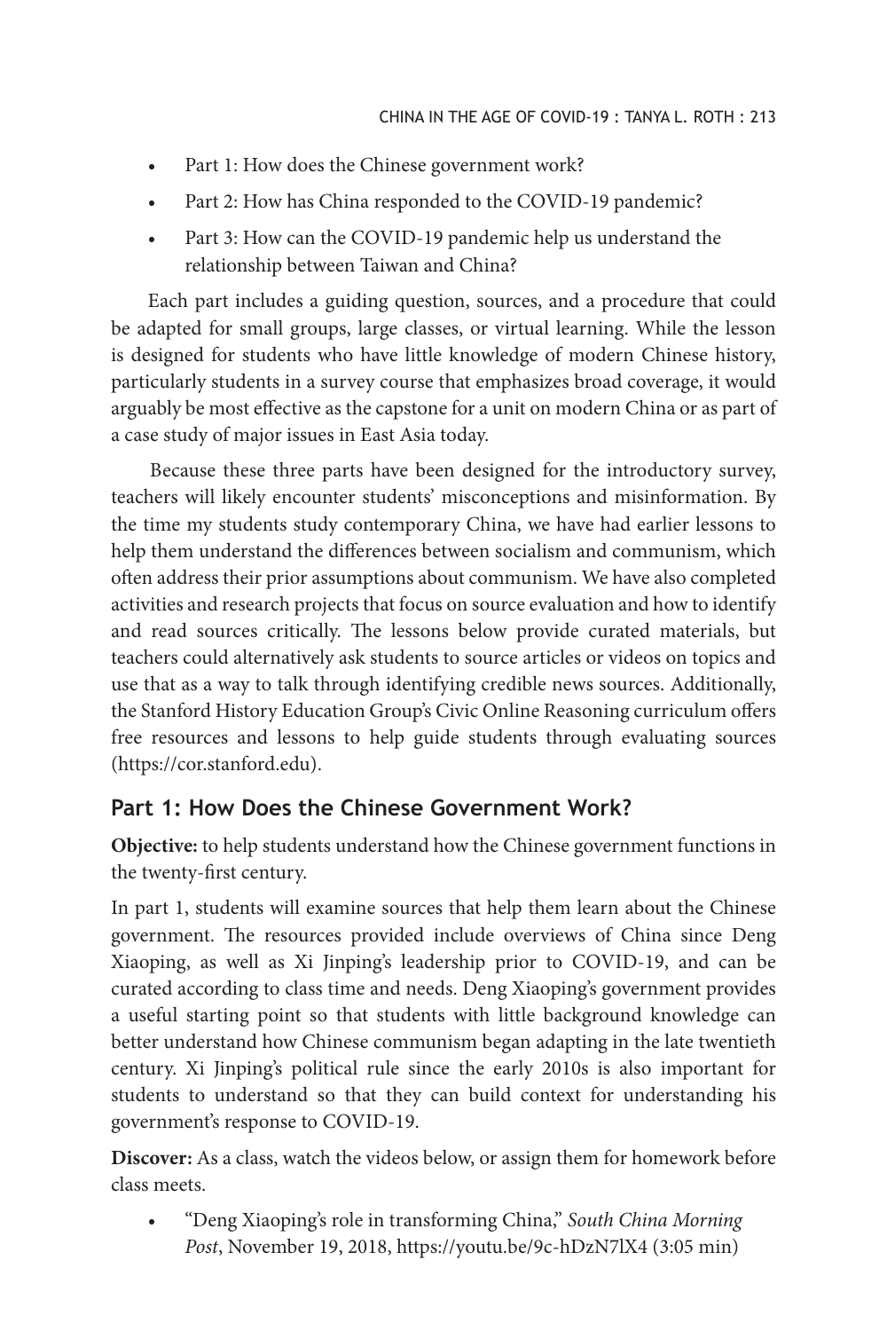- Part 1: How does the Chinese government work?
- Part 2: How has China responded to the COVID-19 pandemic?
- Part 3: How can the COVID-19 pandemic help us understand the relationship between Taiwan and China?

Each part includes a guiding question, sources, and a procedure that could be adapted for small groups, large classes, or virtual learning. While the lesson is designed for students who have little knowledge of modern Chinese history, particularly students in a survey course that emphasizes broad coverage, it would arguably be most effective as the capstone for a unit on modern China or as part of a case study of major issues in East Asia today.

Because these three parts have been designed for the introductory survey, teachers will likely encounter students' misconceptions and misinformation. By the time my students study contemporary China, we have had earlier lessons to help them understand the differences between socialism and communism, which often address their prior assumptions about communism. We have also completed activities and research projects that focus on source evaluation and how to identify and read sources critically. The lessons below provide curated materials, but teachers could alternatively ask students to source articles or videos on topics and use that as a way to talk through identifying credible news sources. Additionally, the Stanford History Education Group's Civic Online Reasoning curriculum offers free resources and lessons to help guide students through evaluating sources (https://cor.stanford.edu).

## Part 1: How Does the Chinese Government Work?

**Objective:** to help students understand how the Chinese government functions in the twenty-first century.

In part 1, students will examine sources that help them learn about the Chinese government. The resources provided include overviews of China since Deng Xiaoping, as well as Xi Jinping's leadership prior to COVID-19, and can be curated according to class time and needs. Deng Xiaoping's government provides a useful starting point so that students with little background knowledge can better understand how Chinese communism began adapting in the late twentieth century. Xi Jinping's political rule since the early 2010s is also important for students to understand so that they can build context for understanding his government's response to COVID-19.

**Discover:** As a class, watch the videos below, or assign them for homework before class meets.

- "Deng Xiaoping's role in transforming China," *South China Morning Post*, November 19, 2018, https://youtu.be/9c-hDzN7lX4 (3:05 min)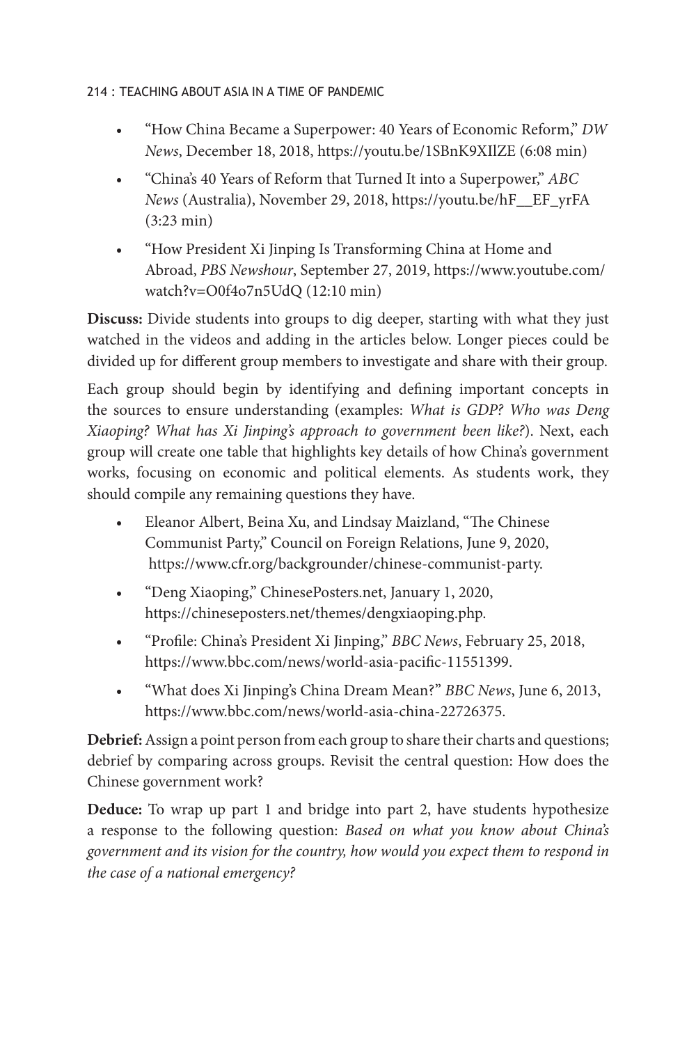- "How China Became a Superpower: 40 Years of Economic Reform," *DW News*, December 18, 2018, https://youtu.be/1SBnK9XIlZE (6:08 min)
- "China's 40 Years of Reform that Turned It into a Superpower," *ABC News* (Australia), November 29, 2018, https://youtu.be/hF__EF_yrFA (3:23 min)
- "How President Xi Jinping Is Transforming China at Home and Abroad, *PBS Newshour*, September 27, 2019, https://www.youtube.com/watch?v=O0f4o7n5UdQ (12:10 min)

**Discuss:** Divide students into groups to dig deeper, starting with what they just watched in the videos and adding in the articles below. Longer pieces could be divided up for different group members to investigate and share with their group.

Each group should begin by identifying and defining important concepts in the sources to ensure understanding (examples: *What is GDP? Who was Deng Xiaoping? What has Xi Jinping's approach to government been like?*). Next, each group will create one table that highlights key details of how China's government works, focusing on economic and political elements. As students work, they should compile any remaining questions they have.

- Eleanor Albert, Beina Xu, and Lindsay Maizland, "The Chinese Communist Party," Council on Foreign Relations, June 9, 2020, https://www.cfr.org/backgrounder/chinese-communist-party.
- "Deng Xiaoping," ChinesePosters.net, January 1, 2020, https://chineseposters.net/themes/dengxiaoping.php.
- "Profile: China's President Xi Jinping," *BBC News*, February 25, 2018, https://www.bbc.com/news/world-asia-pacific-11551399.
- "What does Xi Jinping's China Dream Mean?" *BBC News*, June 6, 2013, https://www.bbc.com/news/world-asia-china-22726375.

**Debrief:** Assign a point person from each group to share their charts and questions; debrief by comparing across groups. Revisit the central question: How does the Chinese government work?

**Deduce:** To wrap up part 1 and bridge into part 2, have students hypothesize a response to the following question: *Based on what you know about China's government and its vision for the country, how would you expect them to respond in the case of a national emergency?*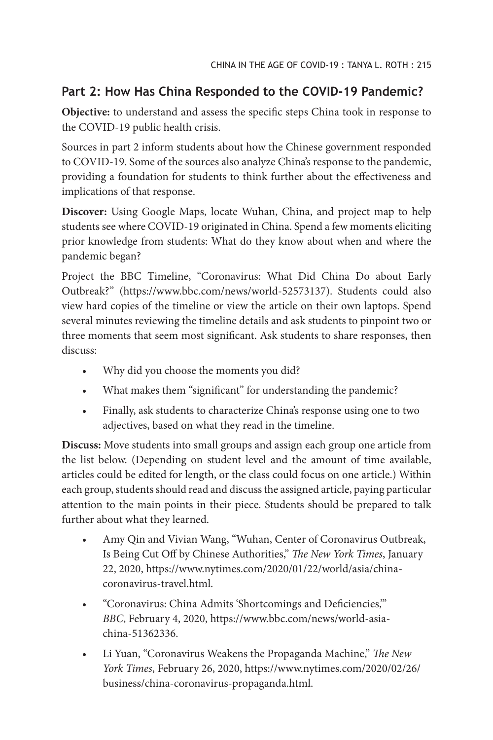## Part 2: How Has China Responded to the COVID-19 Pandemic?

**Objective:** to understand and assess the specific steps China took in response to the COVID-19 public health crisis.

Sources in part 2 inform students about how the Chinese government responded to COVID-19. Some of the sources also analyze China's response to the pandemic, providing a foundation for students to think further about the effectiveness and implications of that response.

**Discover:** Using Google Maps, locate Wuhan, China, and project map to help students see where COVID-19 originated in China. Spend a few moments eliciting prior knowledge from students: What do they know about when and where the pandemic began?

Project the BBC Timeline, "Coronavirus: What Did China Do about Early Outbreak?" (https://www.bbc.com/news/world-52573137). Students could also view hard copies of the timeline or view the article on their own laptops. Spend several minutes reviewing the timeline details and ask students to pinpoint two or three moments that seem most significant. Ask students to share responses, then discuss:

- Why did you choose the moments you did?
- What makes them "significant" for understanding the pandemic?
- Finally, ask students to characterize China's response using one to two adjectives, based on what they read in the timeline.

**Discuss:** Move students into small groups and assign each group one article from the list below. (Depending on student level and the amount of time available, articles could be edited for length, or the class could focus on one article.) Within each group, students should read and discuss the assigned article, paying particular attention to the main points in their piece. Students should be prepared to talk further about what they learned.

- Amy Qin and Vivian Wang, "Wuhan, Center of Coronavirus Outbreak, Is Being Cut Off by Chinese Authorities," *The New York Times*, January 22, 2020, https://www.nytimes.com/2020/01/22/world/asia/china-coronavirus-travel.html.
- "Coronavirus: China Admits 'Shortcomings and Deficiencies,'" *BBC*, February 4, 2020, https://www.bbc.com/news/world-asia-china-51362336.
- Li Yuan, "Coronavirus Weakens the Propaganda Machine," *The New York Times*, February 26, 2020, https://www.nytimes.com/2020/02/26/business/china-coronavirus-propaganda.html.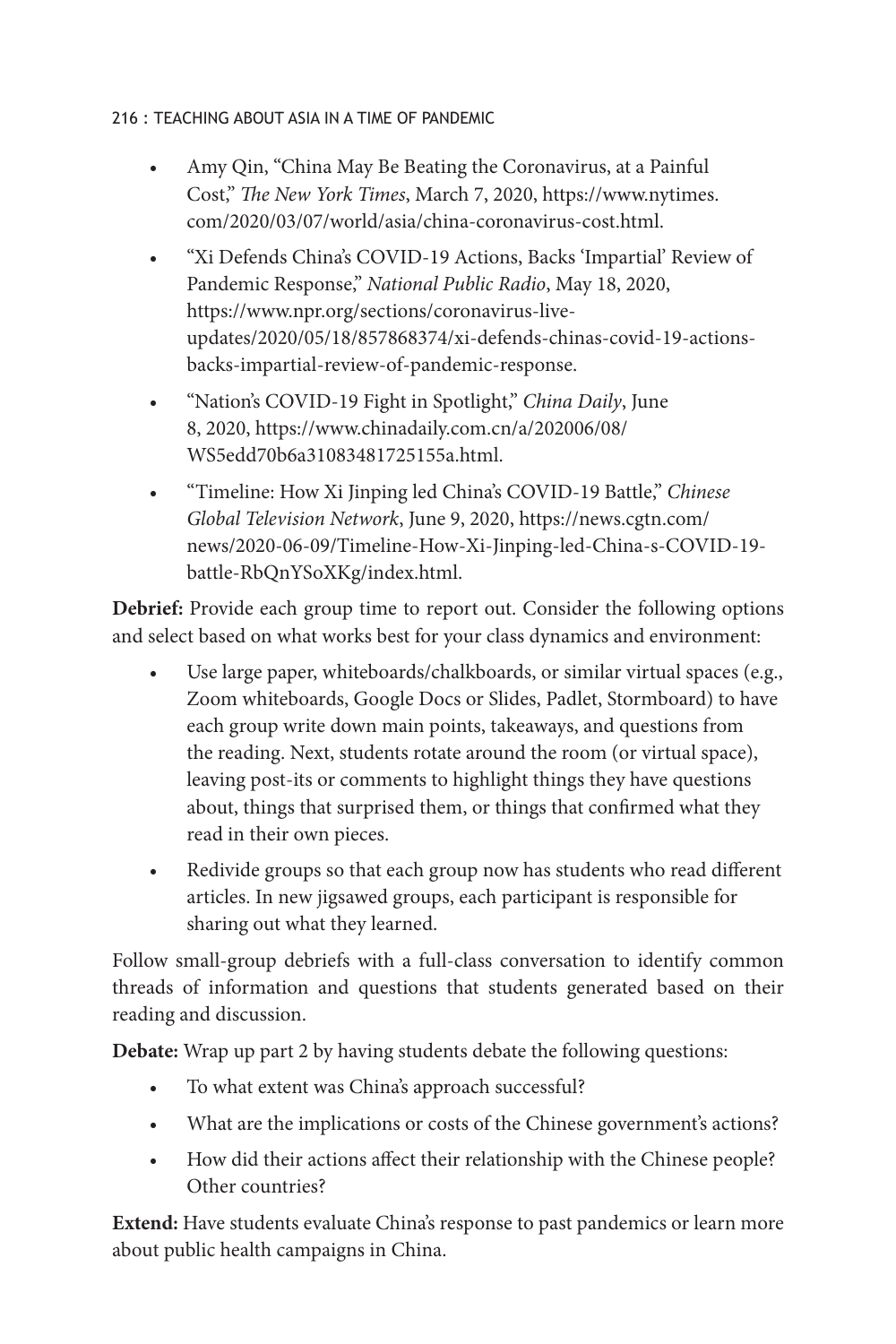- Amy Qin, "China May Be Beating the Coronavirus, at a Painful Cost," *The New York Times*, March 7, 2020, https://www.nytimes.com/2020/03/07/world/asia/china-coronavirus-cost.html.
- "Xi Defends China's COVID-19 Actions, Backs 'Impartial' Review of Pandemic Response," *National Public Radio*, May 18, 2020, https://www.npr.org/sections/coronavirus-live-updates/2020/05/18/857868374/xi-defends-chinas-covid-19-actions-backs-impartial-review-of-pandemic-response.
- "Nation's COVID-19 Fight in Spotlight," *China Daily*, June 8, 2020, https://www.chinadaily.com.cn/a/202006/08/WS5edd70b6a31083481725155a.html.
- "Timeline: How Xi Jinping led China's COVID-19 Battle," *Chinese Global Television Network*, June 9, 2020, https://news.cgtn.com/news/2020-06-09/Timeline-How-Xi-Jinping-led-China-s-COVID-19-battle-RbQnYSoXKg/index.html.

**Debrief:** Provide each group time to report out. Consider the following options and select based on what works best for your class dynamics and environment:

- Use large paper, whiteboards/chalkboards, or similar virtual spaces (e.g., Zoom whiteboards, Google Docs or Slides, Padlet, Stormboard) to have each group write down main points, takeaways, and questions from the reading. Next, students rotate around the room (or virtual space), leaving post-its or comments to highlight things they have questions about, things that surprised them, or things that confirmed what they read in their own pieces.
- Redivide groups so that each group now has students who read different articles. In new jigsawed groups, each participant is responsible for sharing out what they learned.

Follow small-group debriefs with a full-class conversation to identify common threads of information and questions that students generated based on their reading and discussion.

**Debate:** Wrap up part 2 by having students debate the following questions:

- To what extent was China's approach successful?
- What are the implications or costs of the Chinese government's actions?
- How did their actions affect their relationship with the Chinese people? Other countries?

**Extend:** Have students evaluate China's response to past pandemics or learn more about public health campaigns in China.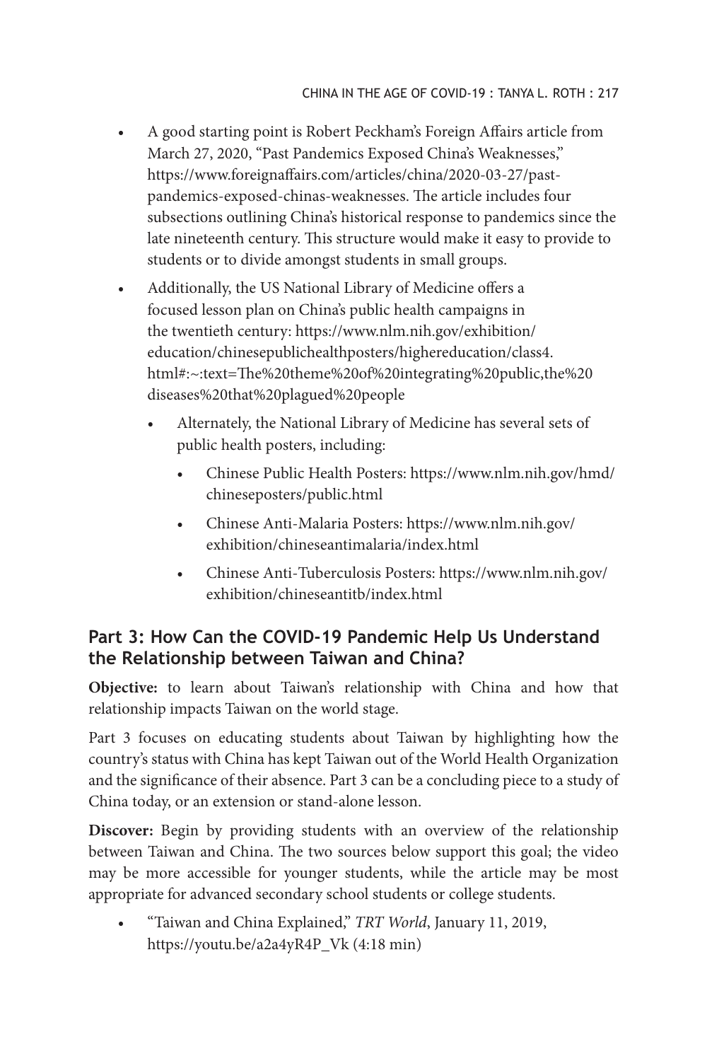- A good starting point is Robert Peckham's Foreign Affairs article from March 27, 2020, "Past Pandemics Exposed China's Weaknesses," https://www.foreignaffairs.com/articles/china/2020-03-27/past-pandemics-exposed-chinas-weaknesses. The article includes four subsections outlining China's historical response to pandemics since the late nineteenth century. This structure would make it easy to provide to students or to divide amongst students in small groups.
- Additionally, the US National Library of Medicine offers a focused lesson plan on China's public health campaigns in the twentieth century: https://www.nlm.nih.gov/exhibition/education/chinesepublichealthposters/highereducation/class4.html#:~:text=The%20theme%20of%20integrating%20public,the%20diseases%20that%20plagued%20people
  - Alternately, the National Library of Medicine has several sets of public health posters, including:
    - Chinese Public Health Posters: https://www.nlm.nih.gov/hmd/chineseposters/public.html
    - Chinese Anti-Malaria Posters: https://www.nlm.nih.gov/exhibition/chineseantimalaria/index.html
    - Chinese Anti-Tuberculosis Posters: https://www.nlm.nih.gov/exhibition/chineseantitb/index.html

## Part 3: How Can the COVID-19 Pandemic Help Us Understand the Relationship between Taiwan and China?

**Objective:** to learn about Taiwan's relationship with China and how that relationship impacts Taiwan on the world stage.

Part 3 focuses on educating students about Taiwan by highlighting how the country's status with China has kept Taiwan out of the World Health Organization and the significance of their absence. Part 3 can be a concluding piece to a study of China today, or an extension or stand-alone lesson.

**Discover:** Begin by providing students with an overview of the relationship between Taiwan and China. The two sources below support this goal; the video may be more accessible for younger students, while the article may be most appropriate for advanced secondary school students or college students.

- "Taiwan and China Explained," *TRT World*, January 11, 2019, https://youtu.be/a2a4yR4P_Vk (4:18 min)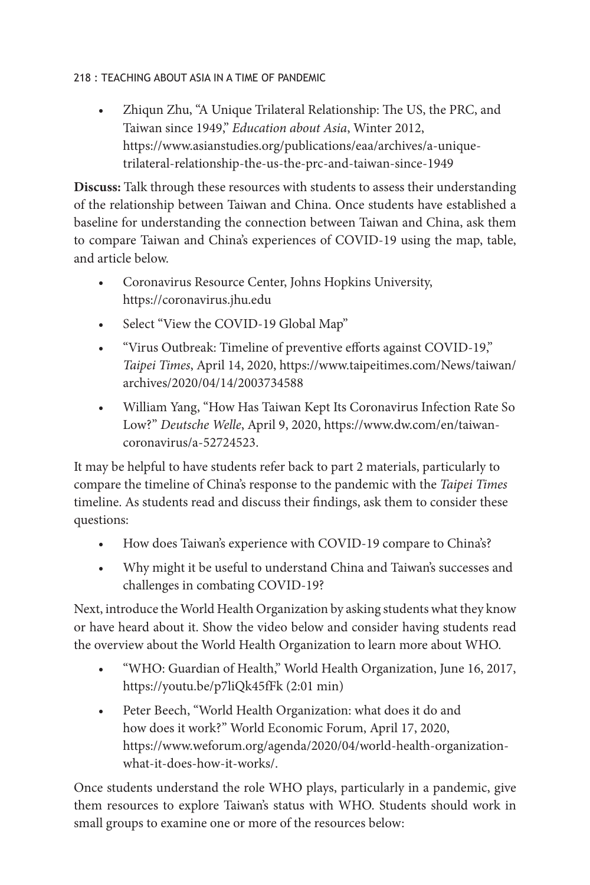- Zhiqun Zhu, "A Unique Trilateral Relationship: The US, the PRC, and Taiwan since 1949," *Education about Asia*, Winter 2012, https://www.asianstudies.org/publications/eaa/archives/a-unique-trilateral-relationship-the-us-the-prc-and-taiwan-since-1949

**Discuss:** Talk through these resources with students to assess their understanding of the relationship between Taiwan and China. Once students have established a baseline for understanding the connection between Taiwan and China, ask them to compare Taiwan and China's experiences of COVID-19 using the map, table, and article below.

- Coronavirus Resource Center, Johns Hopkins University, https://coronavirus.jhu.edu
- Select "View the COVID-19 Global Map"
- "Virus Outbreak: Timeline of preventive efforts against COVID-19," *Taipei Times*, April 14, 2020, https://www.taipeitimes.com/News/taiwan/archives/2020/04/14/2003734588
- William Yang, "How Has Taiwan Kept Its Coronavirus Infection Rate So Low?" *Deutsche Welle*, April 9, 2020, https://www.dw.com/en/taiwan-coronavirus/a-52724523.

It may be helpful to have students refer back to part 2 materials, particularly to compare the timeline of China's response to the pandemic with the *Taipei Times* timeline. As students read and discuss their findings, ask them to consider these questions:

- How does Taiwan's experience with COVID-19 compare to China's?
- Why might it be useful to understand China and Taiwan's successes and challenges in combating COVID-19?

Next, introduce the World Health Organization by asking students what they know or have heard about it. Show the video below and consider having students read the overview about the World Health Organization to learn more about WHO.

- "WHO: Guardian of Health," World Health Organization, June 16, 2017, https://youtu.be/p7liQk45fFk (2:01 min)
- Peter Beech, "World Health Organization: what does it do and how does it work?" World Economic Forum, April 17, 2020, https://www.weforum.org/agenda/2020/04/world-health-organization-what-it-does-how-it-works/.

Once students understand the role WHO plays, particularly in a pandemic, give them resources to explore Taiwan's status with WHO. Students should work in small groups to examine one or more of the resources below: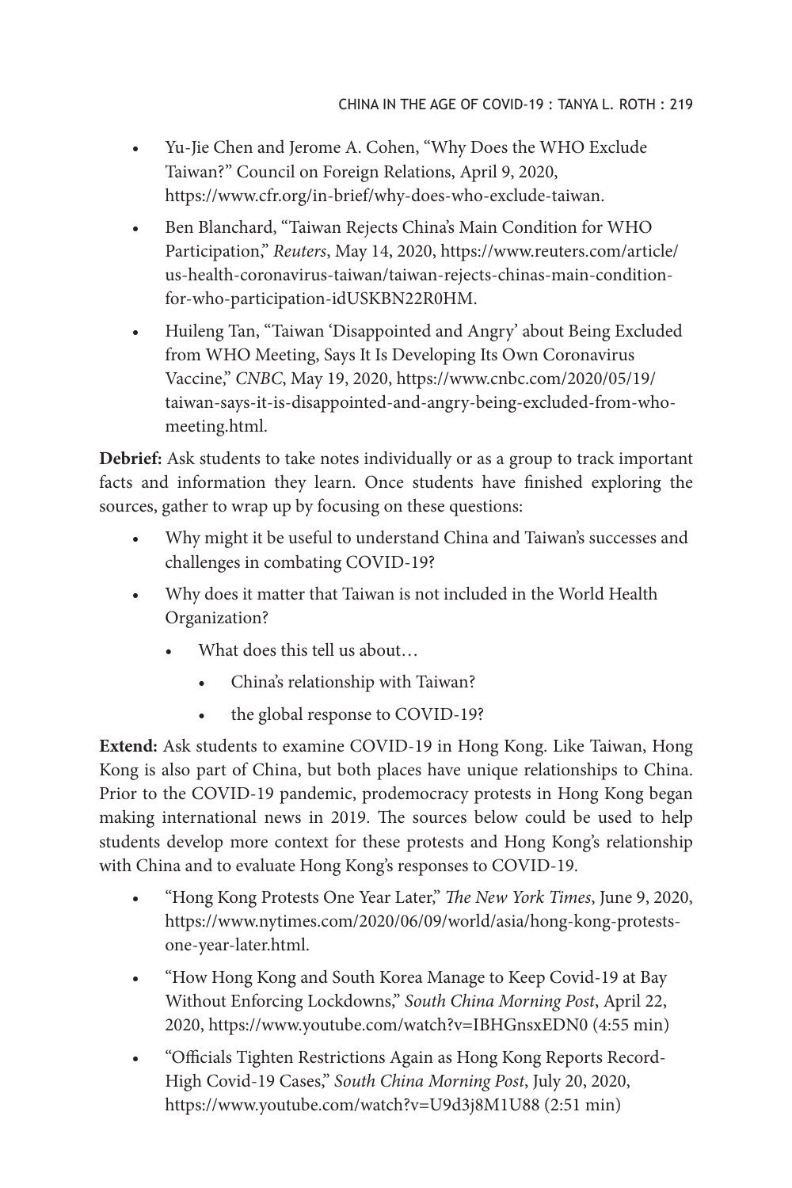- Yu-Jie Chen and Jerome A. Cohen, "Why Does the WHO Exclude Taiwan?" Council on Foreign Relations, April 9, 2020, https://www.cfr.org/in-brief/why-does-who-exclude-taiwan.
- Ben Blanchard, "Taiwan Rejects China's Main Condition for WHO Participation," *Reuters*, May 14, 2020, https://www.reuters.com/article/us-health-coronavirus-taiwan/taiwan-rejects-chinas-main-condition-for-who-participation-idUSKBN22R0HM.
- Huileng Tan, "Taiwan 'Disappointed and Angry' about Being Excluded from WHO Meeting, Says It Is Developing Its Own Coronavirus Vaccine," *CNBC*, May 19, 2020, https://www.cnbc.com/2020/05/19/taiwan-says-it-is-disappointed-and-angry-being-excluded-from-who-meeting.html.

**Debrief:** Ask students to take notes individually or as a group to track important facts and information they learn. Once students have finished exploring the sources, gather to wrap up by focusing on these questions:

- Why might it be useful to understand China and Taiwan's successes and challenges in combating COVID-19?
- Why does it matter that Taiwan is not included in the World Health Organization?
    - What does this tell us about…
        - China's relationship with Taiwan?
        - the global response to COVID-19?

**Extend:** Ask students to examine COVID-19 in Hong Kong. Like Taiwan, Hong Kong is also part of China, but both places have unique relationships to China. Prior to the COVID-19 pandemic, prodemocracy protests in Hong Kong began making international news in 2019. The sources below could be used to help students develop more context for these protests and Hong Kong's relationship with China and to evaluate Hong Kong's responses to COVID-19.

- "Hong Kong Protests One Year Later," *The New York Times*, June 9, 2020, https://www.nytimes.com/2020/06/09/world/asia/hong-kong-protests-one-year-later.html.
- "How Hong Kong and South Korea Manage to Keep Covid-19 at Bay Without Enforcing Lockdowns," *South China Morning Post*, April 22, 2020, https://www.youtube.com/watch?v=IBHGnsxEDN0 (4:55 min)
- "Officials Tighten Restrictions Again as Hong Kong Reports Record-High Covid-19 Cases," *South China Morning Post*, July 20, 2020, https://www.youtube.com/watch?v=U9d3j8M1U88 (2:51 min)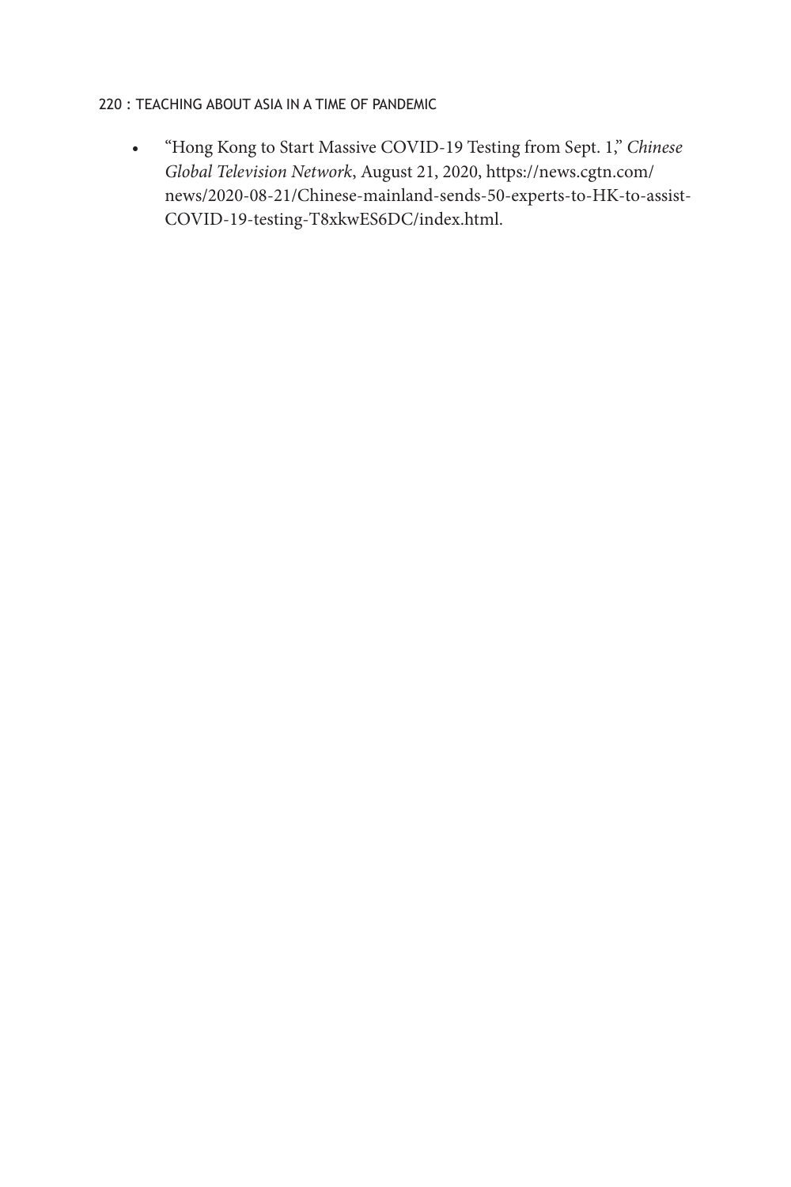- "Hong Kong to Start Massive COVID-19 Testing from Sept. 1," *Chinese Global Television Network*, August 21, 2020, https://news.cgtn.com/news/2020-08-21/Chinese-mainland-sends-50-experts-to-HK-to-assist-COVID-19-testing-T8xkwES6DC/index.html.